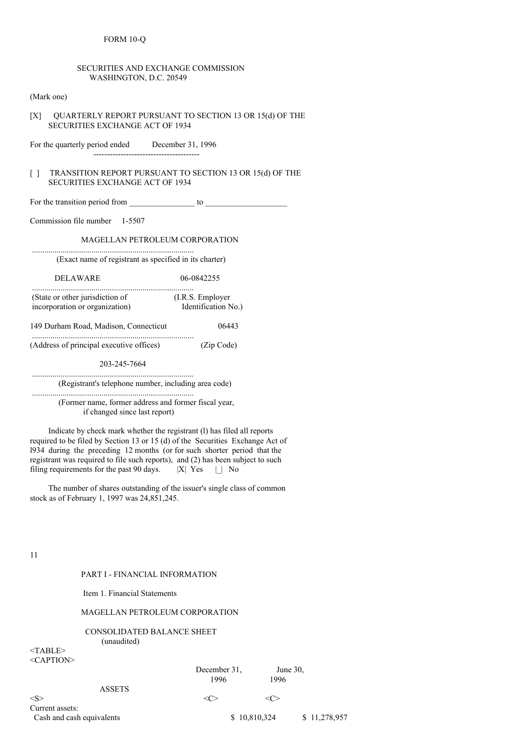FORM 10-Q

SECURITIES AND EXCHANGE COMMISSION
WASHINGTON, D.C. 20549

(Mark one)

[X] QUARTERLY REPORT PURSUANT TO SECTION 13 OR 15(d) OF THE SECURITIES EXCHANGE ACT OF 1934

For the quarterly period ended December 31, 1996

[ ] TRANSITION REPORT PURSUANT TO SECTION 13 OR 15(d) OF THE SECURITIES EXCHANGE ACT OF 1934

For the transition period from ________________ to ____________________

Commission file number 1-5507

MAGELLAN PETROLEUM CORPORATION

(Exact name of registrant as specified in its charter)

| DELAWARE | 06-0842255 |
|---|---|
| (State or other jurisdiction of incorporation or organization) | (I.R.S. Employer Identification No.) |

| 149 Durham Road, Madison, Connecticut | 06443 |
|---|---|
| (Address of principal executive offices) | (Zip Code) |

203-245-7664

(Registrant's telephone number, including area code)

(Former name, former address and former fiscal year, if changed since last report)

Indicate by check mark whether the registrant (l) has filed all reports required to be filed by Section 13 or 15 (d) of the Securities Exchange Act of l934 during the preceding 12 months (or for such shorter period that the registrant was required to file such reports), and (2) has been subject to such filing requirements for the past 90 days. |X| Yes |_| No

The number of shares outstanding of the issuer's single class of common stock as of February 1, 1997 was 24,851,245.

PART I - FINANCIAL INFORMATION

Item 1. Financial Statements

MAGELLAN PETROLEUM CORPORATION

CONSOLIDATED BALANCE SHEET
(unaudited)

| ASSETS | December 31, 1996 | June 30, 1996 |
|---|---|---|
| Current assets: | | |
| Cash and cash equivalents | $ 10,810,324 | $ 11,278,957 |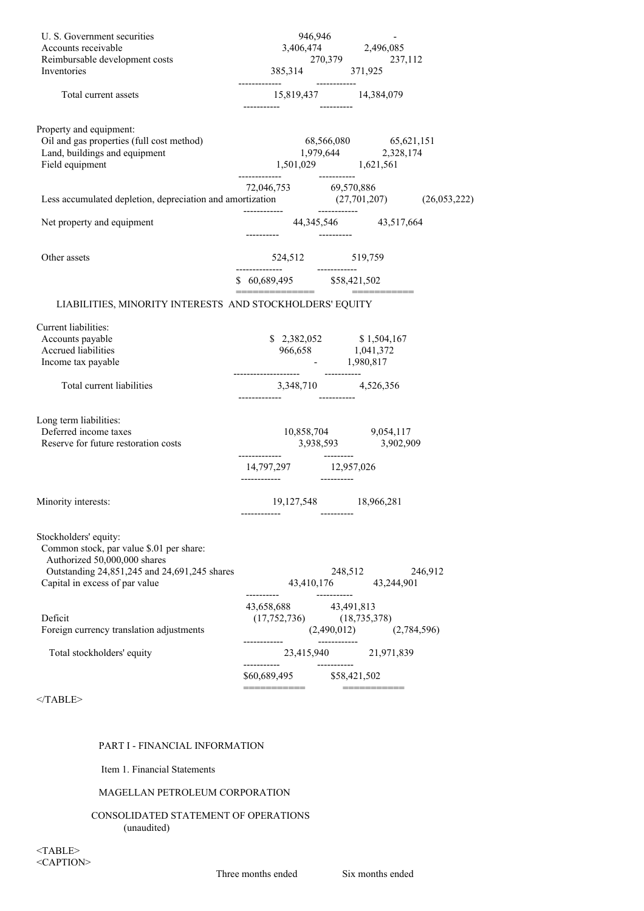| | | |
|---|---|---|
| U. S. Government securities | 946,946 | - |
| Accounts receivable | 3,406,474 | 2,496,085 |
| Reimbursable development costs | 270,379 | 237,112 |
| Inventories | 385,314 | 371,925 |
| Total current assets | 15,819,437 | 14,384,079 |
| Property and equipment: | | |
| Oil and gas properties (full cost method) | 68,566,080 | 65,621,151 |
| Land, buildings and equipment | 1,979,644 | 2,328,174 |
| Field equipment | 1,501,029 | 1,621,561 |
| | 72,046,753 | 69,570,886 |
| Less accumulated depletion, depreciation and amortization | (27,701,207) | (26,053,222) |
| Net property and equipment | 44,345,546 | 43,517,664 |
| Other assets | 524,512 | 519,759 |
| | $ 60,689,495 | $58,421,502 |

LIABILITIES, MINORITY INTERESTS AND STOCKHOLDERS' EQUITY

| | | |
|---|---|---|
| Current liabilities: | | |
| Accounts payable | $ 2,382,052 | $ 1,504,167 |
| Accrued liabilities | 966,658 | 1,041,372 |
| Income tax payable | - | 1,980,817 |
| Total current liabilities | 3,348,710 | 4,526,356 |
| Long term liabilities: | | |
| Deferred income taxes | 10,858,704 | 9,054,117 |
| Reserve for future restoration costs | 3,938,593 | 3,902,909 |
| | 14,797,297 | 12,957,026 |
| Minority interests: | 19,127,548 | 18,966,281 |
| Stockholders' equity: | | |
| Common stock, par value $.01 per share: Authorized 50,000,000 shares Outstanding 24,851,245 and 24,691,245 shares | 248,512 | 246,912 |
| Capital in excess of par value | 43,410,176 | 43,244,901 |
| | 43,658,688 | 43,491,813 |
| Deficit | (17,752,736) | (18,735,378) |
| Foreign currency translation adjustments | (2,490,012) | (2,784,596) |
| Total stockholders' equity | 23,415,940 | 21,971,839 |
| | $60,689,495 | $58,421,502 |

</TABLE>

PART I - FINANCIAL INFORMATION

Item 1. Financial Statements

MAGELLAN PETROLEUM CORPORATION

CONSOLIDATED STATEMENT OF OPERATIONS
(unaudited)

<TABLE>
<CAPTION>

| Three months ended | Six months ended |
|---|---|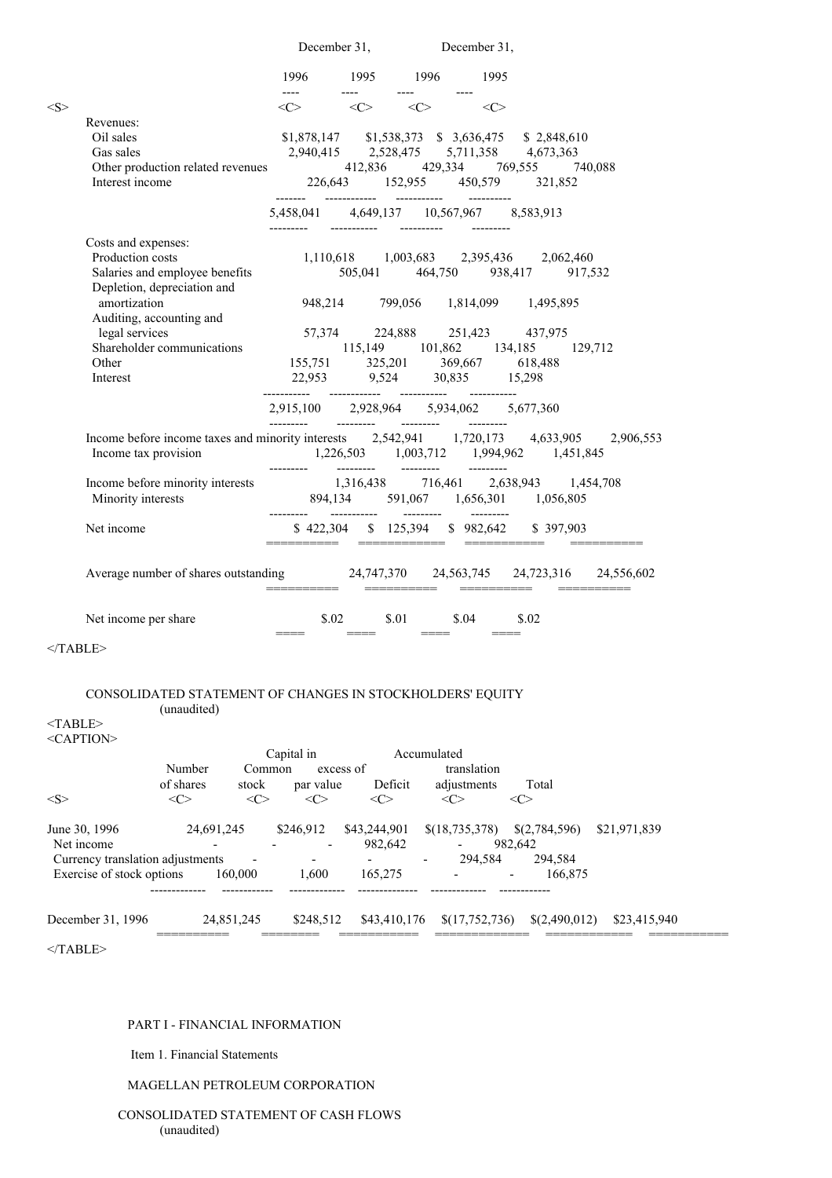| | December 31, | | December 31, | |
|---|---|---|---|---|
| | 1996 | 1995 | 1996 | 1995 |
| Revenues: | | | | |
| Oil sales | $1,878,147 | $1,538,373 | $ 3,636,475 | $ 2,848,610 |
| Gas sales | 2,940,415 | 2,528,475 | 5,711,358 | 4,673,363 |
| Other production related revenues | 412,836 | 429,334 | 769,555 | 740,088 |
| Interest income | 226,643 | 152,955 | 450,579 | 321,852 |
| | 5,458,041 | 4,649,137 | 10,567,967 | 8,583,913 |
| Costs and expenses: | | | | |
| Production costs | 1,110,618 | 1,003,683 | 2,395,436 | 2,062,460 |
| Salaries and employee benefits | 505,041 | 464,750 | 938,417 | 917,532 |
| Depletion, depreciation and amortization | 948,214 | 799,056 | 1,814,099 | 1,495,895 |
| Auditing, accounting and legal services | 57,374 | 224,888 | 251,423 | 437,975 |
| Shareholder communications | 115,149 | 101,862 | 134,185 | 129,712 |
| Other | 155,751 | 325,201 | 369,667 | 618,488 |
| Interest | 22,953 | 9,524 | 30,835 | 15,298 |
| | 2,915,100 | 2,928,964 | 5,934,062 | 5,677,360 |
| Income before income taxes and minority interests | 2,542,941 | 1,720,173 | 4,633,905 | 2,906,553 |
| Income tax provision | 1,226,503 | 1,003,712 | 1,994,962 | 1,451,845 |
| Income before minority interests | 1,316,438 | 716,461 | 2,638,943 | 1,454,708 |
| Minority interests | 894,134 | 591,067 | 1,656,301 | 1,056,805 |
| Net income | $ 422,304 | $ 125,394 | $ 982,642 | $ 397,903 |
| Average number of shares outstanding | 24,747,370 | 24,563,745 | 24,723,316 | 24,556,602 |
| Net income per share | $.02 | $.01 | $.04 | $.02 |

CONSOLIDATED STATEMENT OF CHANGES IN STOCKHOLDERS' EQUITY
(unaudited)

| | Number of shares | Common stock | Capital in excess of par value | Deficit | Accumulated translation adjustments | Total |
|---|---|---|---|---|---|---|
| June 30, 1996 | 24,691,245 | $246,912 | $43,244,901 | $(18,735,378) | $(2,784,596) | $21,971,839 |
| Net income | - | - | - | 982,642 | - | 982,642 |
| Currency translation adjustments | - | - | - | - | 294,584 | 294,584 |
| Exercise of stock options | 160,000 | 1,600 | 165,275 | - | - | 166,875 |
| December 31, 1996 | 24,851,245 | $248,512 | $43,410,176 | $(17,752,736) | $(2,490,012) | $23,415,940 |

PART I - FINANCIAL INFORMATION

Item 1. Financial Statements

MAGELLAN PETROLEUM CORPORATION

CONSOLIDATED STATEMENT OF CASH FLOWS
(unaudited)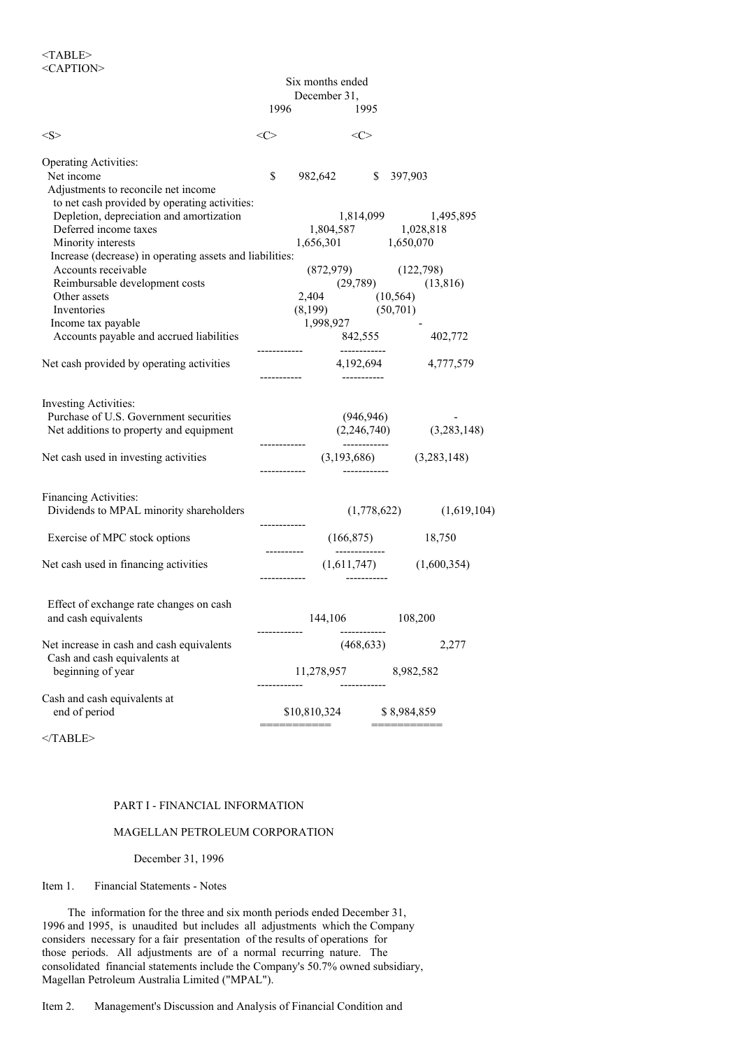| | Six months ended December 31, 1996 | 1995 |
|---|---|---|
| Operating Activities: | | |
| Net income | $ 982,642 | $ 397,903 |
| Adjustments to reconcile net income to net cash provided by operating activities: | | |
| Depletion, depreciation and amortization | 1,814,099 | 1,495,895 |
| Deferred income taxes | 1,804,587 | 1,028,818 |
| Minority interests | 1,656,301 | 1,650,070 |
| Increase (decrease) in operating assets and liabilities: | | |
| Accounts receivable | (872,979) | (122,798) |
| Reimbursable development costs | (29,789) | (13,816) |
| Other assets | 2,404 | (10,564) |
| Inventories | (8,199) | (50,701) |
| Income tax payable | 1,998,927 | - |
| Accounts payable and accrued liabilities | 842,555 | 402,772 |
| Net cash provided by operating activities | 4,192,694 | 4,777,579 |
| Investing Activities: | | |
| Purchase of U.S. Government securities | (946,946) | - |
| Net additions to property and equipment | (2,246,740) | (3,283,148) |
| Net cash used in investing activities | (3,193,686) | (3,283,148) |
| Financing Activities: | | |
| Dividends to MPAL minority shareholders | (1,778,622) | (1,619,104) |
| Exercise of MPC stock options | (166,875) | 18,750 |
| Net cash used in financing activities | (1,611,747) | (1,600,354) |
| Effect of exchange rate changes on cash and cash equivalents | 144,106 | 108,200 |
| Net increase in cash and cash equivalents | (468,633) | 2,277 |
| Cash and cash equivalents at beginning of year | 11,278,957 | 8,982,582 |
| Cash and cash equivalents at end of period | $10,810,324 | $ 8,984,859 |

PART I - FINANCIAL INFORMATION

MAGELLAN PETROLEUM CORPORATION

December 31, 1996

Item 1. Financial Statements - Notes

The information for the three and six month periods ended December 31, 1996 and 1995, is unaudited but includes all adjustments which the Company considers necessary for a fair presentation of the results of operations for those periods. All adjustments are of a normal recurring nature. The consolidated financial statements include the Company's 50.7% owned subsidiary, Magellan Petroleum Australia Limited ("MPAL").

Item 2. Management's Discussion and Analysis of Financial Condition and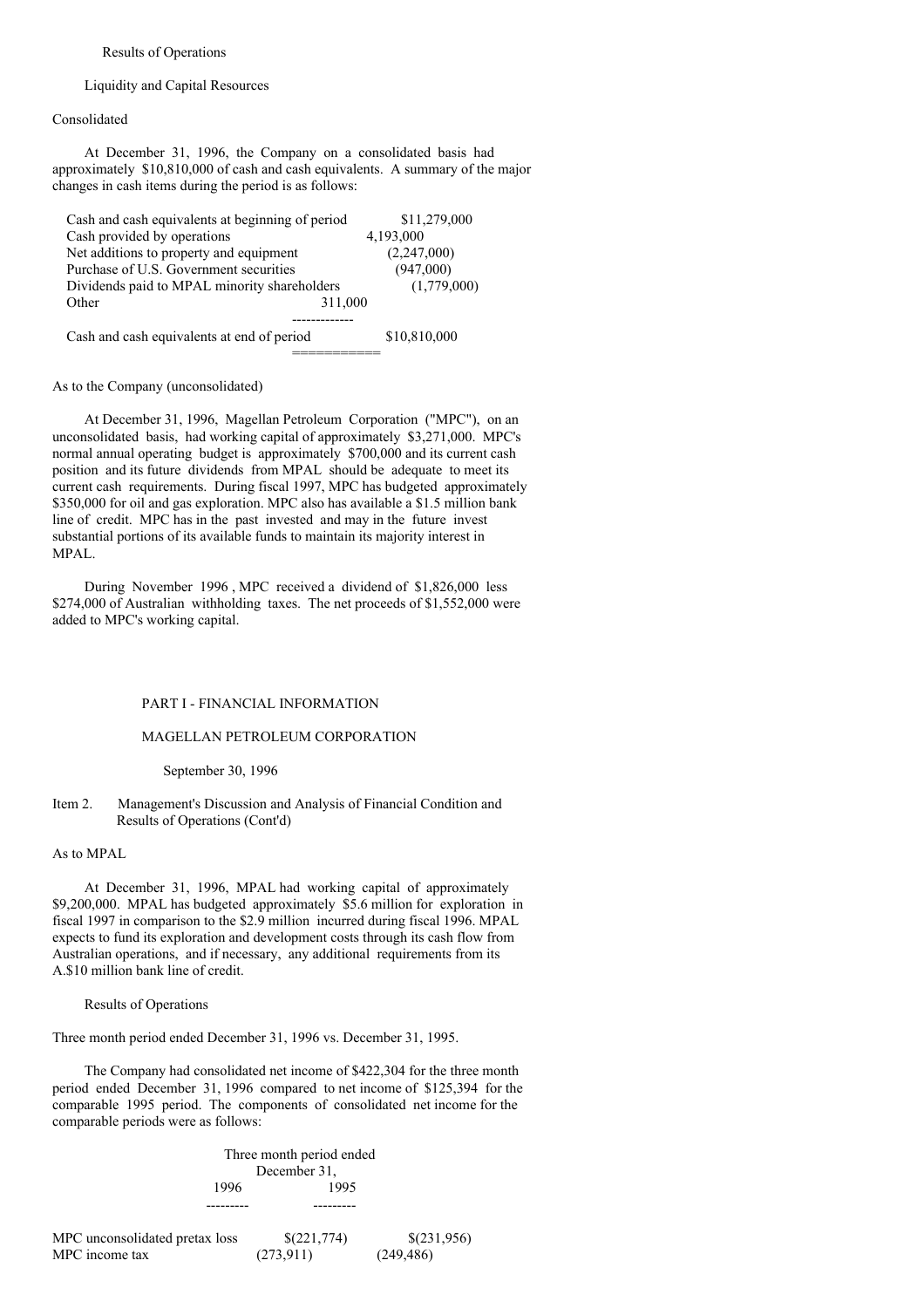Results of Operations

Liquidity and Capital Resources

Consolidated

At December 31, 1996, the Company on a consolidated basis had approximately $10,810,000 of cash and cash equivalents. A summary of the major changes in cash items during the period is as follows:

| | |
|---|---|
| Cash and cash equivalents at beginning of period | $11,279,000 |
| Cash provided by operations | 4,193,000 |
| Net additions to property and equipment | (2,247,000) |
| Purchase of U.S. Government securities | (947,000) |
| Dividends paid to MPAL minority shareholders | (1,779,000) |
| Other | 311,000 |
| Cash and cash equivalents at end of period | $10,810,000 |

As to the Company (unconsolidated)

At December 31, 1996, Magellan Petroleum Corporation ("MPC"), on an unconsolidated basis, had working capital of approximately $3,271,000. MPC's normal annual operating budget is approximately $700,000 and its current cash position and its future dividends from MPAL should be adequate to meet its current cash requirements. During fiscal 1997, MPC has budgeted approximately $350,000 for oil and gas exploration. MPC also has available a $1.5 million bank line of credit. MPC has in the past invested and may in the future invest substantial portions of its available funds to maintain its majority interest in MPAL.

During November 1996 , MPC received a dividend of $1,826,000 less $274,000 of Australian withholding taxes. The net proceeds of $1,552,000 were added to MPC's working capital.

PART I - FINANCIAL INFORMATION

MAGELLAN PETROLEUM CORPORATION

September 30, 1996

Item 2. Management's Discussion and Analysis of Financial Condition and Results of Operations (Cont'd)

As to MPAL

At December 31, 1996, MPAL had working capital of approximately $9,200,000. MPAL has budgeted approximately $5.6 million for exploration in fiscal 1997 in comparison to the $2.9 million incurred during fiscal 1996. MPAL expects to fund its exploration and development costs through its cash flow from Australian operations, and if necessary, any additional requirements from its A.$10 million bank line of credit.

Results of Operations

Three month period ended December 31, 1996 vs. December 31, 1995.

The Company had consolidated net income of $422,304 for the three month period ended December 31, 1996 compared to net income of $125,394 for the comparable 1995 period. The components of consolidated net income for the comparable periods were as follows:

| | Three month period ended December 31, 1996 | 1995 |
|---|---|---|
| MPC unconsolidated pretax loss | $(221,774) | $(231,956) |
| MPC income tax | (273,911) | (249,486) |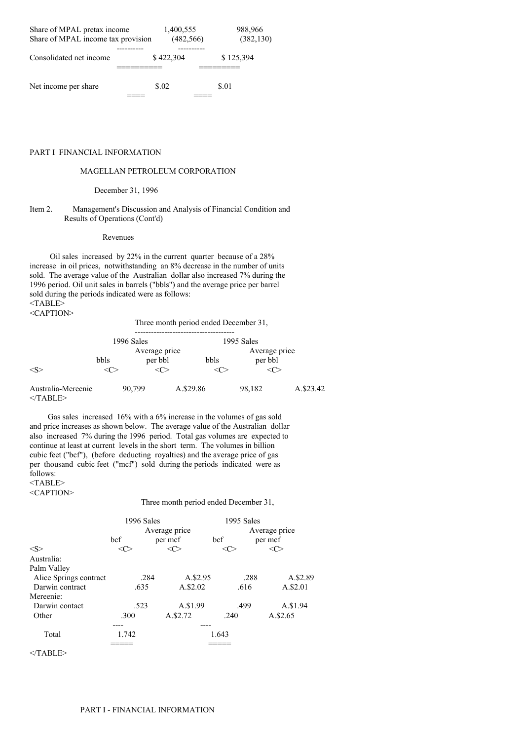| | | |
|---|---|---|
| Share of MPAL pretax income | 1,400,555 | 988,966 |
| Share of MPAL income tax provision | (482,566) | (382,130) |
| Consolidated net income | $ 422,304 | $ 125,394 |
| Net income per share | $.02 | $.01 |

PART I FINANCIAL INFORMATION

MAGELLAN PETROLEUM CORPORATION

December 31, 1996

Item 2. Management's Discussion and Analysis of Financial Condition and Results of Operations (Cont'd)

Revenues

Oil sales increased by 22% in the current quarter because of a 28% increase in oil prices, notwithstanding an 8% decrease in the number of units sold. The average value of the Australian dollar also increased 7% during the 1996 period. Oil unit sales in barrels ("bbls") and the average price per barrel sold during the periods indicated were as follows:

Three month period ended December 31,

| | 1996 Sales | | 1995 Sales | |
|---|---|---|---|---|
| | bbls | Average price per bbl | bbls | Average price per bbl |
| Australia-Mereenie | 90,799 | A.$29.86 | 98,182 | A.$23.42 |

Gas sales increased 16% with a 6% increase in the volumes of gas sold and price increases as shown below. The average value of the Australian dollar also increased 7% during the 1996 period. Total gas volumes are expected to continue at least at current levels in the short term. The volumes in billion cubic feet ("bcf"), (before deducting royalties) and the average price of gas per thousand cubic feet ("mcf") sold during the periods indicated were as follows:

Three month period ended December 31,

| | 1996 Sales | | 1995 Sales | |
|---|---|---|---|---|
| | bcf | Average price per mcf | bcf | Average price per mcf |
| Australia: | | | | |
| Palm Valley | | | | |
| Alice Springs contract | .284 | A.$2.95 | .288 | A.$2.89 |
| Darwin contract | .635 | A.$2.02 | .616 | A.$2.01 |
| Mereenie: | | | | |
| Darwin contact | .523 | A.$1.99 | .499 | A.$1.94 |
| Other | .300 | A.$2.72 | .240 | A.$2.65 |
| Total | 1.742 | | 1.643 | |

PART I - FINANCIAL INFORMATION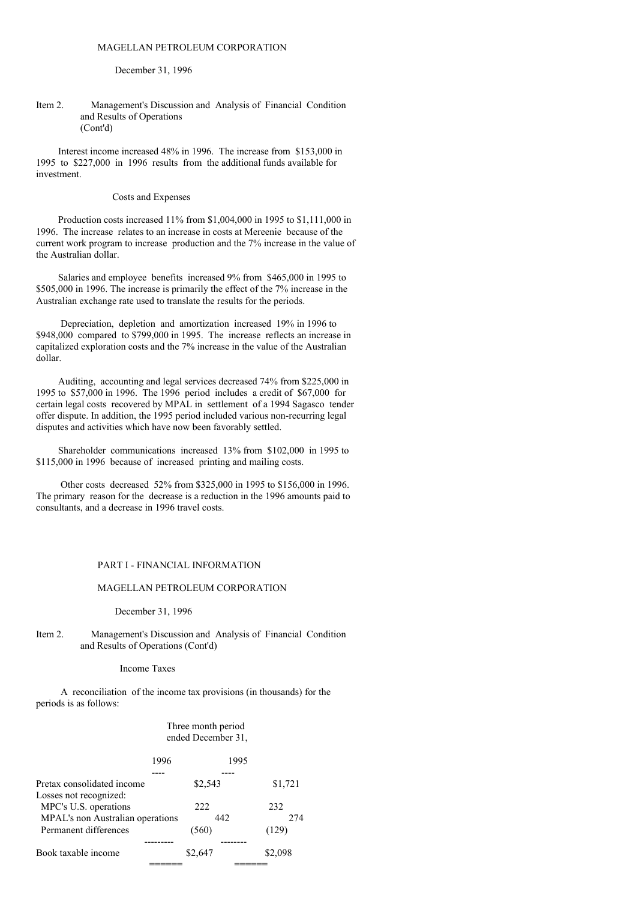MAGELLAN PETROLEUM CORPORATION

December 31, 1996

Item 2. Management's Discussion and Analysis of Financial Condition and Results of Operations (Cont'd)

Interest income increased 48% in 1996. The increase from $153,000 in 1995 to $227,000 in 1996 results from the additional funds available for investment.

Costs and Expenses

Production costs increased 11% from $1,004,000 in 1995 to $1,111,000 in 1996. The increase relates to an increase in costs at Mereenie because of the current work program to increase production and the 7% increase in the value of the Australian dollar.

Salaries and employee benefits increased 9% from $465,000 in 1995 to $505,000 in 1996. The increase is primarily the effect of the 7% increase in the Australian exchange rate used to translate the results for the periods.

Depreciation, depletion and amortization increased 19% in 1996 to $948,000 compared to $799,000 in 1995. The increase reflects an increase in capitalized exploration costs and the 7% increase in the value of the Australian dollar.

Auditing, accounting and legal services decreased 74% from $225,000 in 1995 to $57,000 in 1996. The 1996 period includes a credit of $67,000 for certain legal costs recovered by MPAL in settlement of a 1994 Sagasco tender offer dispute. In addition, the 1995 period included various non-recurring legal disputes and activities which have now been favorably settled.

Shareholder communications increased 13% from $102,000 in 1995 to $115,000 in 1996 because of increased printing and mailing costs.

Other costs decreased 52% from $325,000 in 1995 to $156,000 in 1996. The primary reason for the decrease is a reduction in the 1996 amounts paid to consultants, and a decrease in 1996 travel costs.

PART I - FINANCIAL INFORMATION

MAGELLAN PETROLEUM CORPORATION

December 31, 1996

Item 2. Management's Discussion and Analysis of Financial Condition and Results of Operations (Cont'd)

Income Taxes

A reconciliation of the income tax provisions (in thousands) for the periods is as follows:

| | Three month period ended December 31, | |
|---|---|---|
| | 1996 | 1995 |
| Pretax consolidated income | $2,543 | $1,721 |
| Losses not recognized: | | |
| MPC's U.S. operations | 222 | 232 |
| MPAL's non Australian operations | 442 | 274 |
| Permanent differences | (560) | (129) |
| Book taxable income | $2,647 | $2,098 |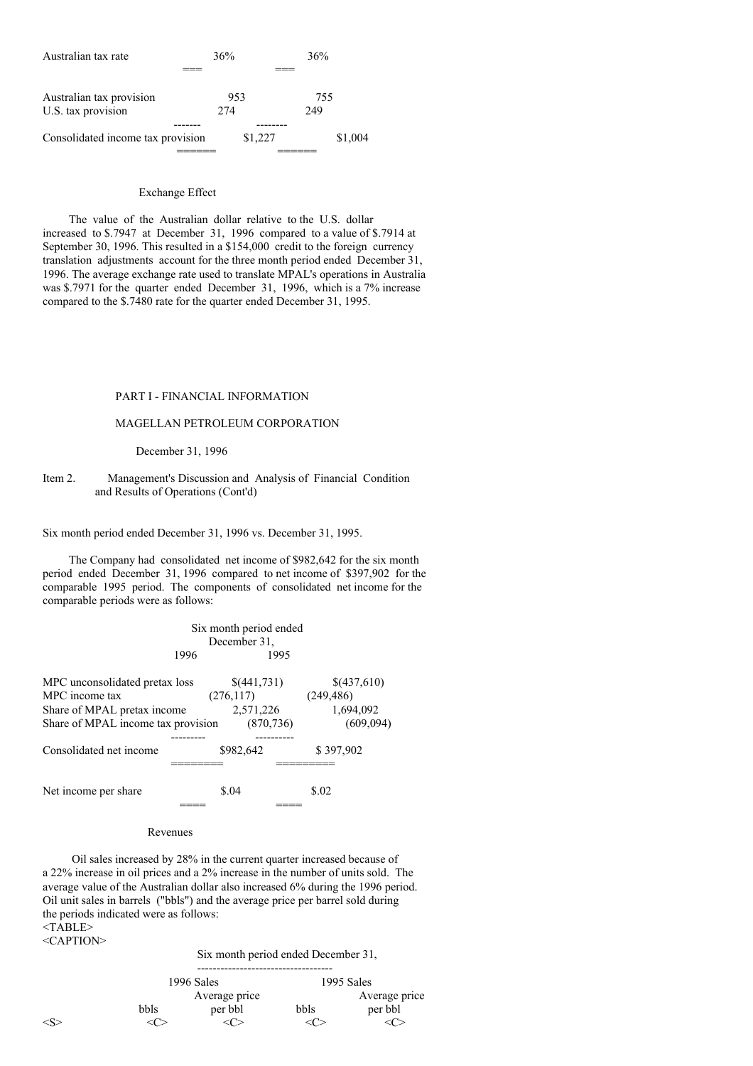| | | |
|---|---|---|
| Australian tax rate | 36% | 36% |
| Australian tax provision | 953 | 755 |
| U.S. tax provision | 274 | 249 |
| Consolidated income tax provision | $1,227 | $1,004 |

### Exchange Effect

The value of the Australian dollar relative to the U.S. dollar increased to $.7947 at December 31, 1996 compared to a value of $.7914 at September 30, 1996. This resulted in a $154,000 credit to the foreign currency translation adjustments account for the three month period ended December 31, 1996. The average exchange rate used to translate MPAL's operations in Australia was $.7971 for the quarter ended December 31, 1996, which is a 7% increase compared to the $.7480 rate for the quarter ended December 31, 1995.

## PART I - FINANCIAL INFORMATION

## MAGELLAN PETROLEUM CORPORATION

December 31, 1996

Item 2. Management's Discussion and Analysis of Financial Condition and Results of Operations (Cont'd)

Six month period ended December 31, 1996 vs. December 31, 1995.

The Company had consolidated net income of $982,642 for the six month period ended December 31, 1996 compared to net income of $397,902 for the comparable 1995 period. The components of consolidated net income for the comparable periods were as follows:

| | Six month period ended December 31, 1996 | 1995 |
|---|---|---|
| MPC unconsolidated pretax loss | $(441,731) | $(437,610) |
| MPC income tax | (276,117) | (249,486) |
| Share of MPAL pretax income | 2,571,226 | 1,694,092 |
| Share of MPAL income tax provision | (870,736) | (609,094) |
| Consolidated net income | $982,642 | $ 397,902 |
| Net income per share | $.04 | $.02 |

### Revenues

Oil sales increased by 28% in the current quarter increased because of a 22% increase in oil prices and a 2% increase in the number of units sold. The average value of the Australian dollar also increased 6% during the 1996 period. Oil unit sales in barrels ("bbls") and the average price per barrel sold during the periods indicated were as follows:

<TABLE>
<CAPTION>

| | Six month period ended December 31, | | | |
|---|---|---|---|---|
| | 1996 Sales | | 1995 Sales | |
| | bbls | Average price per bbl | bbls | Average price per bbl |
| <S> | <C> | <C> | <C> | <C> |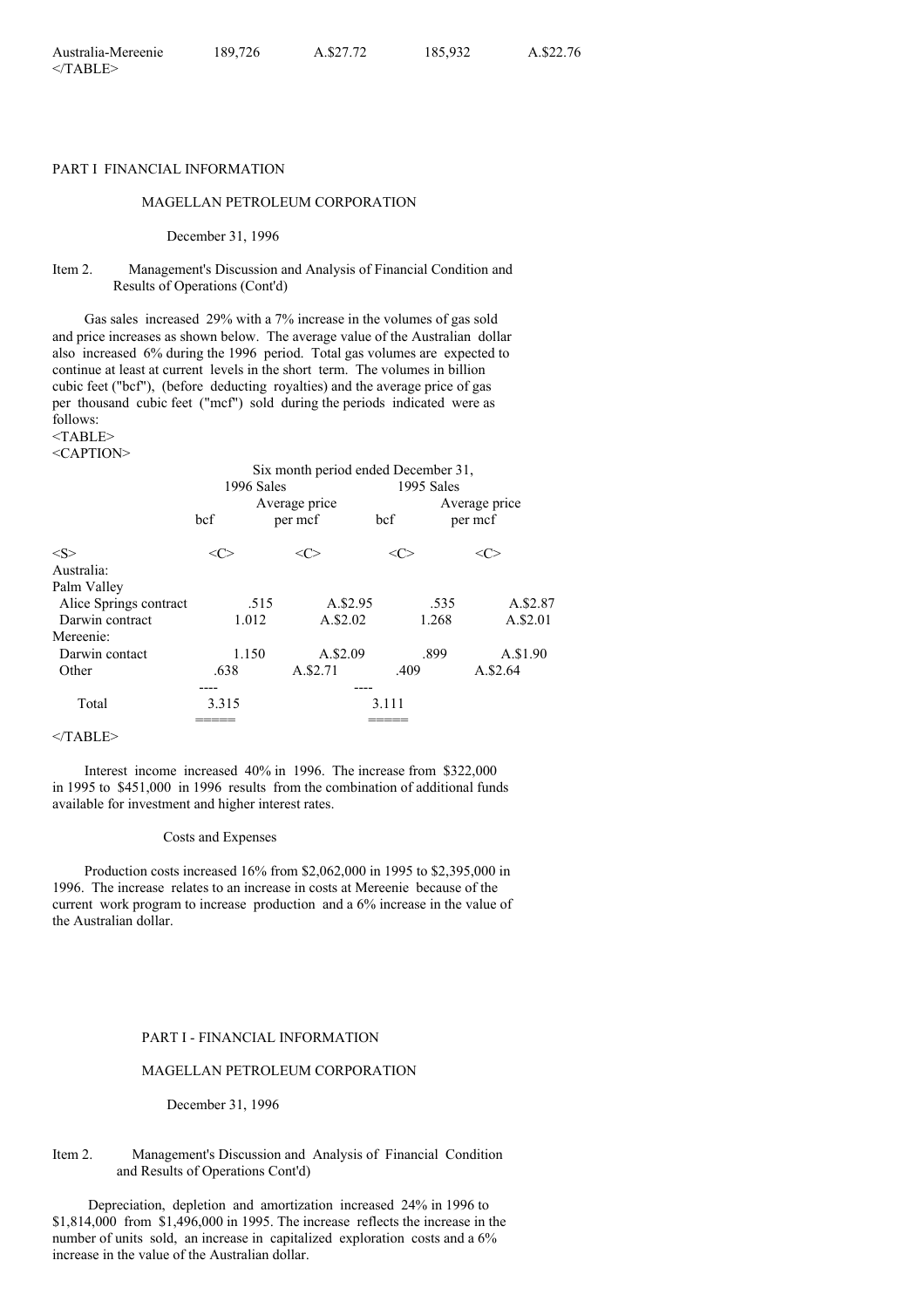| Australia-Mereenie | 189,726 | A.$27.72 | 185,932 | A.$22.76 |
|---|---|---|---|---|

PART I FINANCIAL INFORMATION

MAGELLAN PETROLEUM CORPORATION

December 31, 1996

Item 2. Management's Discussion and Analysis of Financial Condition and Results of Operations (Cont'd)

Gas sales increased 29% with a 7% increase in the volumes of gas sold and price increases as shown below. The average value of the Australian dollar also increased 6% during the 1996 period. Total gas volumes are expected to continue at least at current levels in the short term. The volumes in billion cubic feet ("bcf"), (before deducting royalties) and the average price of gas per thousand cubic feet ("mcf") sold during the periods indicated were as follows:

| | Six month period ended December 31, | | | |
|---|---|---|---|---|
| | 1996 Sales | | 1995 Sales | |
| | bcf | Average price per mcf | bcf | Average price per mcf |
| Australia: | | | | |
| Palm Valley | | | | |
| Alice Springs contract | .515 | A.$2.95 | .535 | A.$2.87 |
| Darwin contract | 1.012 | A.$2.02 | 1.268 | A.$2.01 |
| Mereenie: | | | | |
| Darwin contact | 1.150 | A.$2.09 | .899 | A.$1.90 |
| Other | .638 | A.$2.71 | .409 | A.$2.64 |
| Total | 3.315 | | 3.111 | |

Interest income increased 40% in 1996. The increase from $322,000 in 1995 to $451,000 in 1996 results from the combination of additional funds available for investment and higher interest rates.

Costs and Expenses

Production costs increased 16% from $2,062,000 in 1995 to $2,395,000 in 1996. The increase relates to an increase in costs at Mereenie because of the current work program to increase production and a 6% increase in the value of the Australian dollar.

PART I - FINANCIAL INFORMATION

MAGELLAN PETROLEUM CORPORATION

December 31, 1996

Item 2. Management's Discussion and Analysis of Financial Condition and Results of Operations Cont'd)

Depreciation, depletion and amortization increased 24% in 1996 to $1,814,000 from $1,496,000 in 1995. The increase reflects the increase in the number of units sold, an increase in capitalized exploration costs and a 6% increase in the value of the Australian dollar.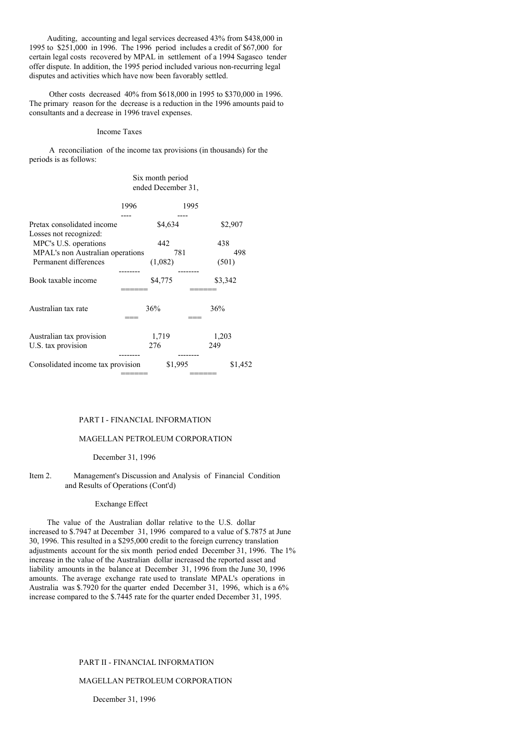Auditing, accounting and legal services decreased 43% from $438,000 in 1995 to $251,000 in 1996. The 1996 period includes a credit of $67,000 for certain legal costs recovered by MPAL in settlement of a 1994 Sagasco tender offer dispute. In addition, the 1995 period included various non-recurring legal disputes and activities which have now been favorably settled.

Other costs decreased 40% from $618,000 in 1995 to $370,000 in 1996. The primary reason for the decrease is a reduction in the 1996 amounts paid to consultants and a decrease in 1996 travel expenses.

### Income Taxes

A reconciliation of the income tax provisions (in thousands) for the periods is as follows:

| | Six month period ended December 31, | |
|---|---|---|
| | 1996 | 1995 |
| Pretax consolidated income | $4,634 | $2,907 |
| Losses not recognized: | | |
| MPC's U.S. operations | 442 | 438 |
| MPAL's non Australian operations | 781 | 498 |
| Permanent differences | (1,082) | (501) |
| Book taxable income | $4,775 | $3,342 |
| Australian tax rate | 36% | 36% |
| Australian tax provision | 1,719 | 1,203 |
| U.S. tax provision | 276 | 249 |
| Consolidated income tax provision | $1,995 | $1,452 |

## PART I - FINANCIAL INFORMATION

## MAGELLAN PETROLEUM CORPORATION

December 31, 1996

Item 2. Management's Discussion and Analysis of Financial Condition and Results of Operations (Cont'd)

### Exchange Effect

The value of the Australian dollar relative to the U.S. dollar increased to $.7947 at December 31, 1996 compared to a value of $.7875 at June 30, 1996. This resulted in a $295,000 credit to the foreign currency translation adjustments account for the six month period ended December 31, 1996. The 1% increase in the value of the Australian dollar increased the reported asset and liability amounts in the balance at December 31, 1996 from the June 30, 1996 amounts. The average exchange rate used to translate MPAL's operations in Australia was $.7920 for the quarter ended December 31, 1996, which is a 6% increase compared to the $.7445 rate for the quarter ended December 31, 1995.

## PART II - FINANCIAL INFORMATION

## MAGELLAN PETROLEUM CORPORATION

December 31, 1996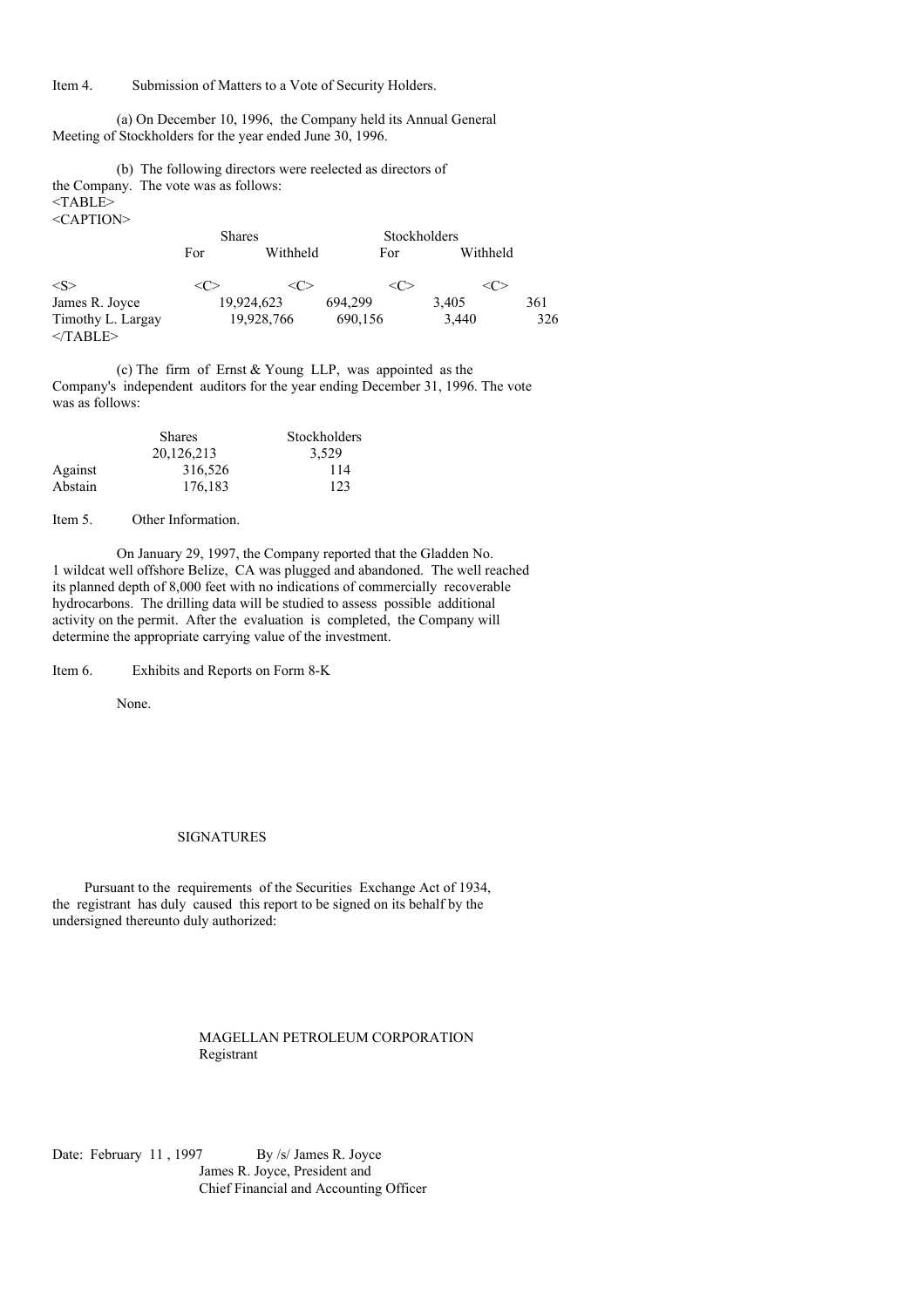Item 4. Submission of Matters to a Vote of Security Holders.

(a) On December 10, 1996, the Company held its Annual General Meeting of Stockholders for the year ended June 30, 1996.

(b) The following directors were reelected as directors of the Company. The vote was as follows:

| | Shares | | Stockholders | |
|---|---|---|---|---|
| | For | Withheld | For | Withheld |
| James R. Joyce | 19,924,623 | 694,299 | 3,405 | 361 |
| Timothy L. Largay | 19,928,766 | 690,156 | 3,440 | 326 |

(c) The firm of Ernst & Young LLP, was appointed as the Company's independent auditors for the year ending December 31, 1996. The vote was as follows:

| | Shares | Stockholders |
|---|---|---|
| | 20,126,213 | 3,529 |
| Against | 316,526 | 114 |
| Abstain | 176,183 | 123 |

Item 5. Other Information.

On January 29, 1997, the Company reported that the Gladden No. 1 wildcat well offshore Belize, CA was plugged and abandoned. The well reached its planned depth of 8,000 feet with no indications of commercially recoverable hydrocarbons. The drilling data will be studied to assess possible additional activity on the permit. After the evaluation is completed, the Company will determine the appropriate carrying value of the investment.

Item 6. Exhibits and Reports on Form 8-K

None.

SIGNATURES

Pursuant to the requirements of the Securities Exchange Act of 1934, the registrant has duly caused this report to be signed on its behalf by the undersigned thereunto duly authorized:

MAGELLAN PETROLEUM CORPORATION
Registrant

Date: February 11 , 1997

By /s/ James R. Joyce
James R. Joyce, President and
Chief Financial and Accounting Officer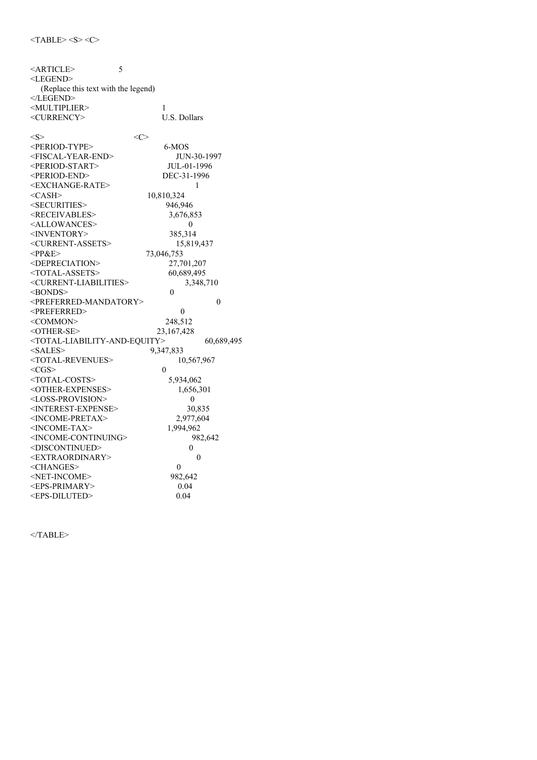```
<TABLE> <S> <C>


<ARTICLE>                   5
<LEGEND>
    (Replace this text with the legend)
</LEGEND>
<MULTIPLIER>                              1
<CURRENCY>                                U.S. Dollars

<S>                                 <C>
<PERIOD-TYPE>                             6-MOS
<FISCAL-YEAR-END>                         JUN-30-1997
<PERIOD-START>                            JUL-01-1996
<PERIOD-END>                              DEC-31-1996
<EXCHANGE-RATE>                           1
<CASH>                                    10,810,324
<SECURITIES>                              946,946
<RECEIVABLES>                             3,676,853
<ALLOWANCES>                              0
<INVENTORY>                               385,314
<CURRENT-ASSETS>                          15,819,437
<PP&E>                                    73,046,753
<DEPRECIATION>                            27,701,207
<TOTAL-ASSETS>                            60,689,495
<CURRENT-LIABILITIES>                     3,348,710
<BONDS>                                   0
<PREFERRED-MANDATORY>                     0
<PREFERRED>                               0
<COMMON>                                  248,512
<OTHER-SE>                                23,167,428
<TOTAL-LIABILITY-AND-EQUITY>              60,689,495
<SALES>                                   9,347,833
<TOTAL-REVENUES>                          10,567,967
<CGS>                                     0
<TOTAL-COSTS>                             5,934,062
<OTHER-EXPENSES>                          1,656,301
<LOSS-PROVISION>                          0
<INTEREST-EXPENSE>                        30,835
<INCOME-PRETAX>                           2,977,604
<INCOME-TAX>                              1,994,962
<INCOME-CONTINUING>                       982,642
<DISCONTINUED>                            0
<EXTRAORDINARY>                           0
<CHANGES>                                 0
<NET-INCOME>                              982,642
<EPS-PRIMARY>                             0.04
<EPS-DILUTED>                             0.04


</TABLE>
```